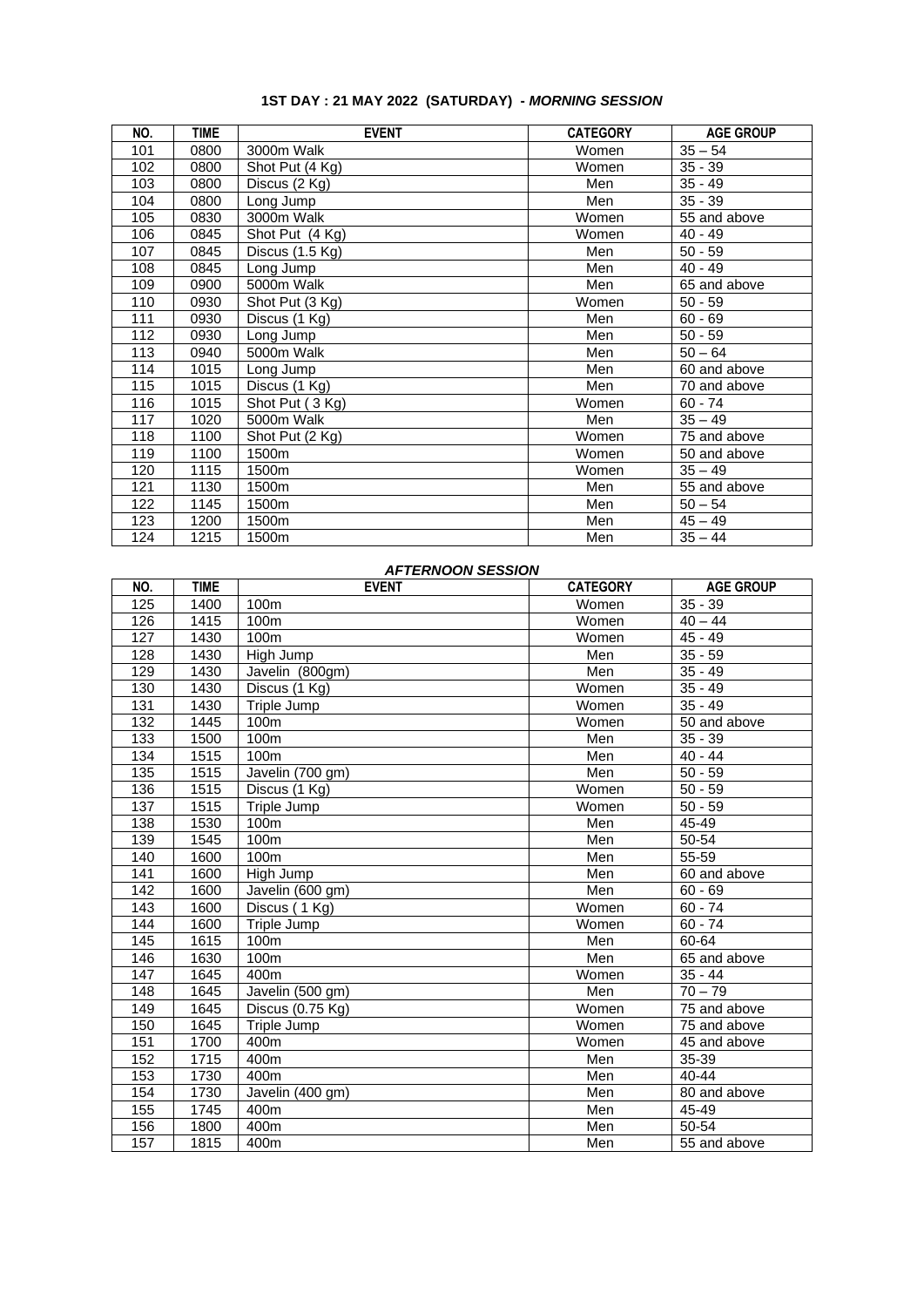### 1ST DAY : 21 MAY 2022 (SATURDAY) - *MORNING SESSION*

| NO. | TIME | EVENT | CATEGORY | AGE GROUP |
|---|---|---|---|---|
| 101 | 0800 | 3000m Walk | Women | 35 – 54 |
| 102 | 0800 | Shot Put (4 Kg) | Women | 35 - 39 |
| 103 | 0800 | Discus (2 Kg) | Men | 35 - 49 |
| 104 | 0800 | Long Jump | Men | 35 - 39 |
| 105 | 0830 | 3000m Walk | Women | 55 and above |
| 106 | 0845 | Shot Put (4 Kg) | Women | 40 - 49 |
| 107 | 0845 | Discus (1.5 Kg) | Men | 50 - 59 |
| 108 | 0845 | Long Jump | Men | 40 - 49 |
| 109 | 0900 | 5000m Walk | Men | 65 and above |
| 110 | 0930 | Shot Put (3 Kg) | Women | 50 - 59 |
| 111 | 0930 | Discus (1 Kg) | Men | 60 - 69 |
| 112 | 0930 | Long Jump | Men | 50 - 59 |
| 113 | 0940 | 5000m Walk | Men | 50 – 64 |
| 114 | 1015 | Long Jump | Men | 60 and above |
| 115 | 1015 | Discus (1 Kg) | Men | 70 and above |
| 116 | 1015 | Shot Put ( 3 Kg) | Women | 60 - 74 |
| 117 | 1020 | 5000m Walk | Men | 35 – 49 |
| 118 | 1100 | Shot Put (2 Kg) | Women | 75 and above |
| 119 | 1100 | 1500m | Women | 50 and above |
| 120 | 1115 | 1500m | Women | 35 – 49 |
| 121 | 1130 | 1500m | Men | 55 and above |
| 122 | 1145 | 1500m | Men | 50 – 54 |
| 123 | 1200 | 1500m | Men | 45 – 49 |
| 124 | 1215 | 1500m | Men | 35 – 44 |

### *AFTERNOON SESSION*

| NO. | TIME | EVENT | CATEGORY | AGE GROUP |
|---|---|---|---|---|
| 125 | 1400 | 100m | Women | 35 - 39 |
| 126 | 1415 | 100m | Women | 40 – 44 |
| 127 | 1430 | 100m | Women | 45 - 49 |
| 128 | 1430 | High Jump | Men | 35 - 59 |
| 129 | 1430 | Javelin (800gm) | Men | 35 - 49 |
| 130 | 1430 | Discus (1 Kg) | Women | 35 - 49 |
| 131 | 1430 | Triple Jump | Women | 35 - 49 |
| 132 | 1445 | 100m | Women | 50 and above |
| 133 | 1500 | 100m | Men | 35 - 39 |
| 134 | 1515 | 100m | Men | 40 - 44 |
| 135 | 1515 | Javelin (700 gm) | Men | 50 - 59 |
| 136 | 1515 | Discus (1 Kg) | Women | 50 - 59 |
| 137 | 1515 | Triple Jump | Women | 50 - 59 |
| 138 | 1530 | 100m | Men | 45-49 |
| 139 | 1545 | 100m | Men | 50-54 |
| 140 | 1600 | 100m | Men | 55-59 |
| 141 | 1600 | High Jump | Men | 60 and above |
| 142 | 1600 | Javelin (600 gm) | Men | 60 - 69 |
| 143 | 1600 | Discus ( 1 Kg) | Women | 60 - 74 |
| 144 | 1600 | Triple Jump | Women | 60 - 74 |
| 145 | 1615 | 100m | Men | 60-64 |
| 146 | 1630 | 100m | Men | 65 and above |
| 147 | 1645 | 400m | Women | 35 - 44 |
| 148 | 1645 | Javelin (500 gm) | Men | 70 – 79 |
| 149 | 1645 | Discus (0.75 Kg) | Women | 75 and above |
| 150 | 1645 | Triple Jump | Women | 75 and above |
| 151 | 1700 | 400m | Women | 45 and above |
| 152 | 1715 | 400m | Men | 35-39 |
| 153 | 1730 | 400m | Men | 40-44 |
| 154 | 1730 | Javelin (400 gm) | Men | 80 and above |
| 155 | 1745 | 400m | Men | 45-49 |
| 156 | 1800 | 400m | Men | 50-54 |
| 157 | 1815 | 400m | Men | 55 and above |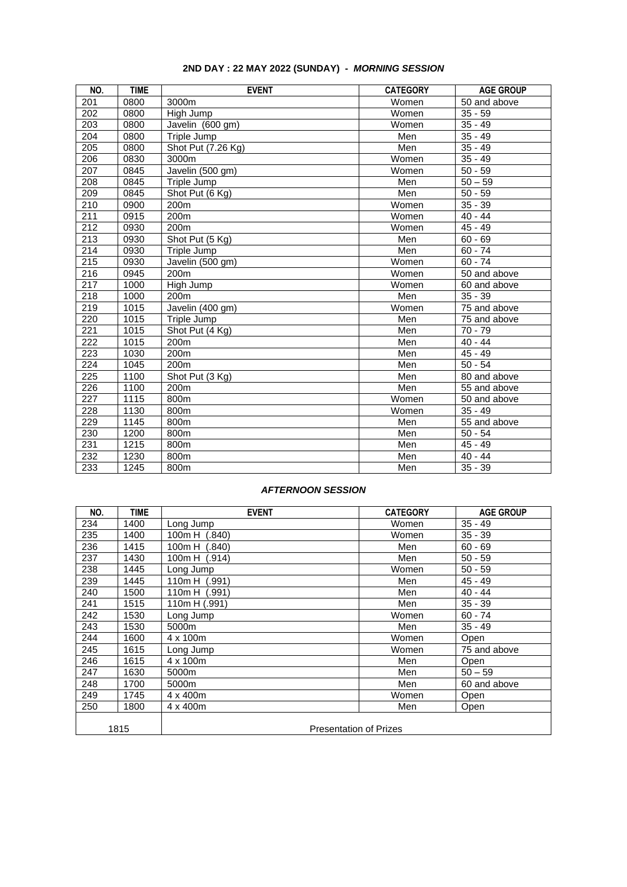**2ND DAY : 22 MAY 2022 (SUNDAY) - *MORNING SESSION***

| NO. | TIME | EVENT | CATEGORY | AGE GROUP |
|---|---|---|---|---|
| 201 | 0800 | 3000m | Women | 50 and above |
| 202 | 0800 | High Jump | Women | 35 - 59 |
| 203 | 0800 | Javelin (600 gm) | Women | 35 - 49 |
| 204 | 0800 | Triple Jump | Men | 35 - 49 |
| 205 | 0800 | Shot Put (7.26 Kg) | Men | 35 - 49 |
| 206 | 0830 | 3000m | Women | 35 - 49 |
| 207 | 0845 | Javelin (500 gm) | Women | 50 - 59 |
| 208 | 0845 | Triple Jump | Men | 50 – 59 |
| 209 | 0845 | Shot Put (6 Kg) | Men | 50 - 59 |
| 210 | 0900 | 200m | Women | 35 - 39 |
| 211 | 0915 | 200m | Women | 40 - 44 |
| 212 | 0930 | 200m | Women | 45 - 49 |
| 213 | 0930 | Shot Put (5 Kg) | Men | 60 - 69 |
| 214 | 0930 | Triple Jump | Men | 60 - 74 |
| 215 | 0930 | Javelin (500 gm) | Women | 60 - 74 |
| 216 | 0945 | 200m | Women | 50 and above |
| 217 | 1000 | High Jump | Women | 60 and above |
| 218 | 1000 | 200m | Men | 35 - 39 |
| 219 | 1015 | Javelin (400 gm) | Women | 75 and above |
| 220 | 1015 | Triple Jump | Men | 75 and above |
| 221 | 1015 | Shot Put (4 Kg) | Men | 70 - 79 |
| 222 | 1015 | 200m | Men | 40 - 44 |
| 223 | 1030 | 200m | Men | 45 - 49 |
| 224 | 1045 | 200m | Men | 50 - 54 |
| 225 | 1100 | Shot Put (3 Kg) | Men | 80 and above |
| 226 | 1100 | 200m | Men | 55 and above |
| 227 | 1115 | 800m | Women | 50 and above |
| 228 | 1130 | 800m | Women | 35 - 49 |
| 229 | 1145 | 800m | Men | 55 and above |
| 230 | 1200 | 800m | Men | 50 - 54 |
| 231 | 1215 | 800m | Men | 45 - 49 |
| 232 | 1230 | 800m | Men | 40 - 44 |
| 233 | 1245 | 800m | Men | 35 - 39 |

***AFTERNOON SESSION***

| NO. | TIME | EVENT | CATEGORY | AGE GROUP |
|---|---|---|---|---|
| 234 | 1400 | Long Jump | Women | 35 - 49 |
| 235 | 1400 | 100m H (.840) | Women | 35 - 39 |
| 236 | 1415 | 100m H (.840) | Men | 60 - 69 |
| 237 | 1430 | 100m H (.914) | Men | 50 - 59 |
| 238 | 1445 | Long Jump | Women | 50 - 59 |
| 239 | 1445 | 110m H (.991) | Men | 45 - 49 |
| 240 | 1500 | 110m H (.991) | Men | 40 - 44 |
| 241 | 1515 | 110m H (.991) | Men | 35 - 39 |
| 242 | 1530 | Long Jump | Women | 60 - 74 |
| 243 | 1530 | 5000m | Men | 35 - 49 |
| 244 | 1600 | 4 x 100m | Women | Open |
| 245 | 1615 | Long Jump | Women | 75 and above |
| 246 | 1615 | 4 x 100m | Men | Open |
| 247 | 1630 | 5000m | Men | 50 – 59 |
| 248 | 1700 | 5000m | Men | 60 and above |
| 249 | 1745 | 4 x 400m | Women | Open |
| 250 | 1800 | 4 x 400m | Men | Open |
| 1815 | | Presentation of Prizes | | |